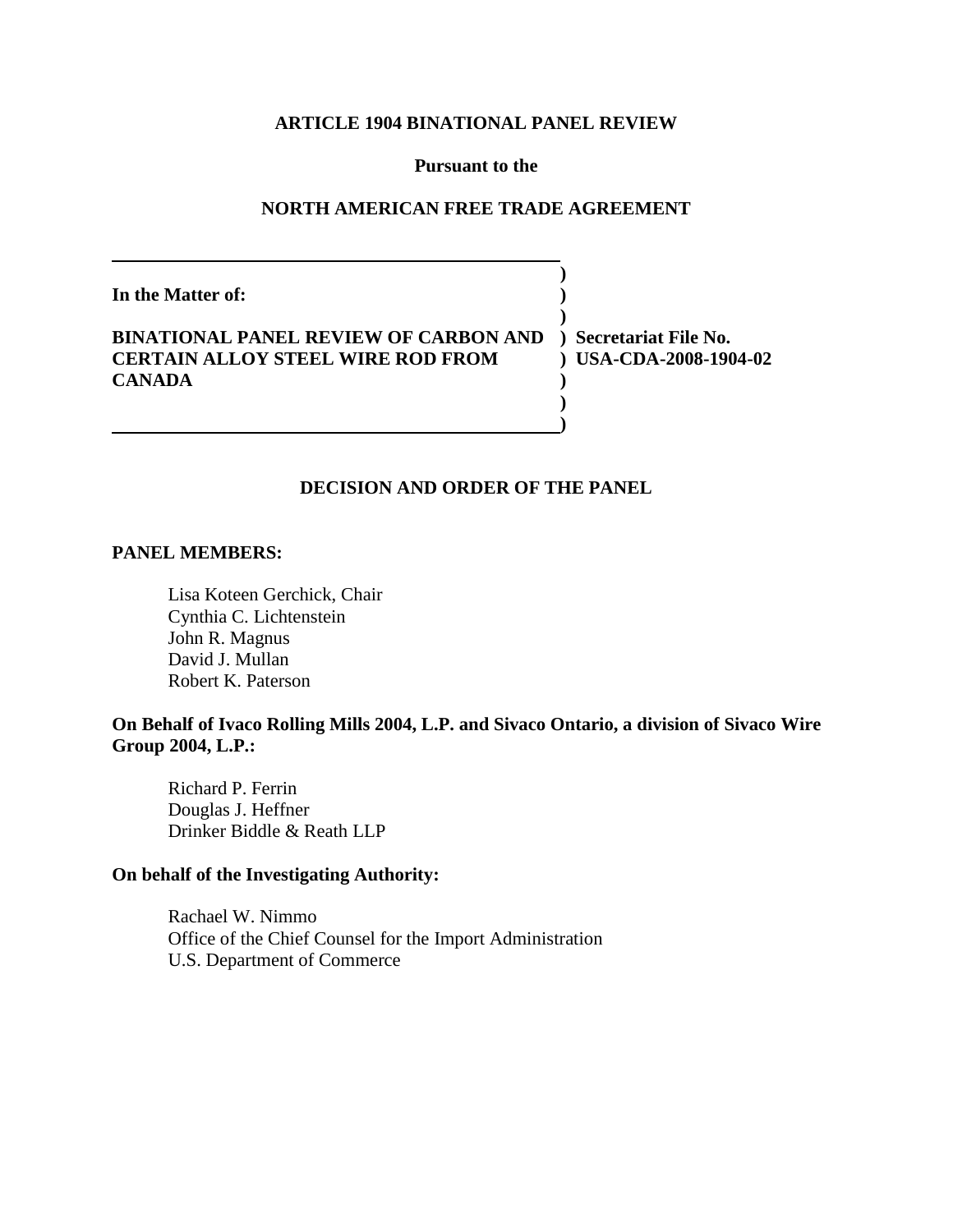**ARTICLE 1904 BINATIONAL PANEL REVIEW**

**Pursuant to the**

**NORTH AMERICAN FREE TRADE AGREEMENT**

| | |
|---|---|
| **In the Matter of:**<br><br>**BINATIONAL PANEL REVIEW OF CARBON AND CERTAIN ALLOY STEEL WIRE ROD FROM CANADA** | **Secretariat File No. USA-CDA-2008-1904-02** |

**DECISION AND ORDER OF THE PANEL**

**PANEL MEMBERS:**

Lisa Koteen Gerchick, Chair
Cynthia C. Lichtenstein
John R. Magnus
David J. Mullan
Robert K. Paterson

**On Behalf of Ivaco Rolling Mills 2004, L.P. and Sivaco Ontario, a division of Sivaco Wire Group 2004, L.P.:**

Richard P. Ferrin
Douglas J. Heffner
Drinker Biddle & Reath LLP

**On behalf of the Investigating Authority:**

Rachael W. Nimmo
Office of the Chief Counsel for the Import Administration
U.S. Department of Commerce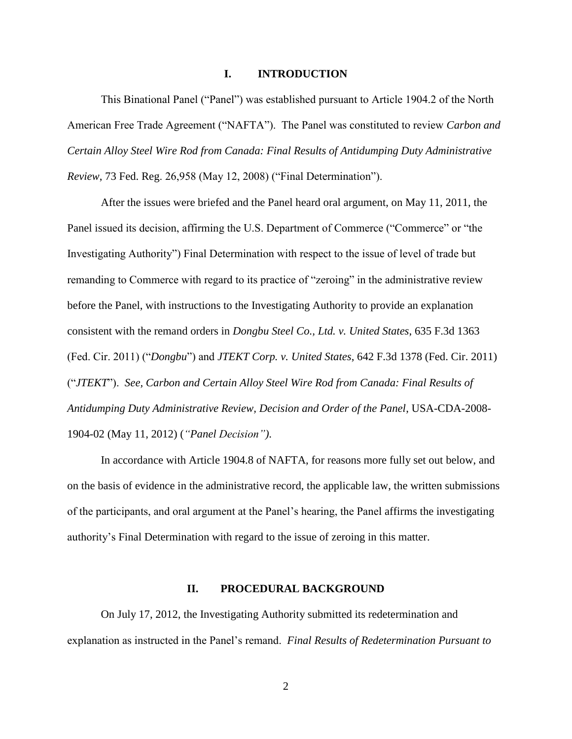## I. INTRODUCTION

This Binational Panel ("Panel") was established pursuant to Article 1904.2 of the North American Free Trade Agreement ("NAFTA"). The Panel was constituted to review *Carbon and Certain Alloy Steel Wire Rod from Canada: Final Results of Antidumping Duty Administrative Review*, 73 Fed. Reg. 26,958 (May 12, 2008) ("Final Determination").

After the issues were briefed and the Panel heard oral argument, on May 11, 2011, the Panel issued its decision, affirming the U.S. Department of Commerce ("Commerce" or "the Investigating Authority") Final Determination with respect to the issue of level of trade but remanding to Commerce with regard to its practice of "zeroing" in the administrative review before the Panel, with instructions to the Investigating Authority to provide an explanation consistent with the remand orders in *Dongbu Steel Co., Ltd. v. United States*, 635 F.3d 1363 (Fed. Cir. 2011) ("*Dongbu*") and *JTEKT Corp. v. United States*, 642 F.3d 1378 (Fed. Cir. 2011) ("*JTEKT*"). *See, Carbon and Certain Alloy Steel Wire Rod from Canada: Final Results of Antidumping Duty Administrative Review, Decision and Order of the Panel*, USA-CDA-2008-1904-02 (May 11, 2012) (*"Panel Decision")*.

In accordance with Article 1904.8 of NAFTA, for reasons more fully set out below, and on the basis of evidence in the administrative record, the applicable law, the written submissions of the participants, and oral argument at the Panel's hearing, the Panel affirms the investigating authority's Final Determination with regard to the issue of zeroing in this matter.

## II. PROCEDURAL BACKGROUND

On July 17, 2012, the Investigating Authority submitted its redetermination and explanation as instructed in the Panel's remand. *Final Results of Redetermination Pursuant to*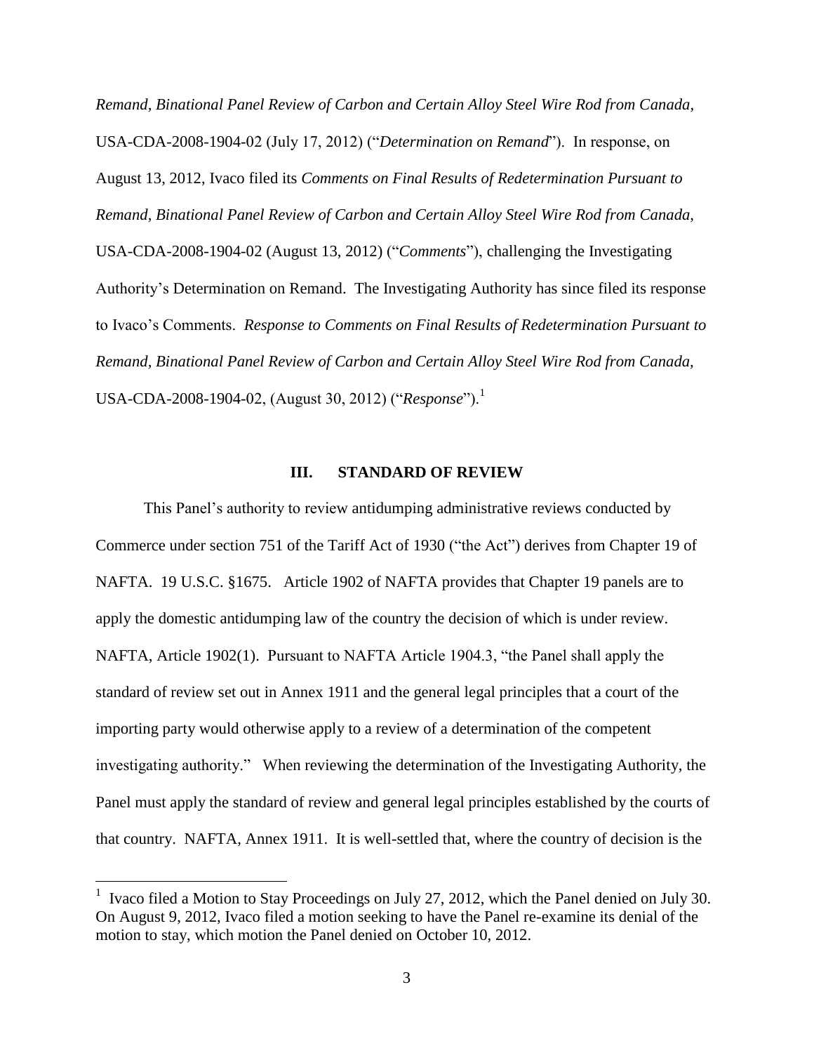*Remand, Binational Panel Review of Carbon and Certain Alloy Steel Wire Rod from Canada*, USA-CDA-2008-1904-02 (July 17, 2012) ("*Determination on Remand*"). In response, on August 13, 2012, Ivaco filed its *Comments on Final Results of Redetermination Pursuant to Remand, Binational Panel Review of Carbon and Certain Alloy Steel Wire Rod from Canada,* USA-CDA-2008-1904-02 (August 13, 2012) ("*Comments*"), challenging the Investigating Authority's Determination on Remand. The Investigating Authority has since filed its response to Ivaco's Comments. *Response to Comments on Final Results of Redetermination Pursuant to Remand, Binational Panel Review of Carbon and Certain Alloy Steel Wire Rod from Canada*, USA-CDA-2008-1904-02, (August 30, 2012) ("*Response*").[1]

## III. STANDARD OF REVIEW

This Panel's authority to review antidumping administrative reviews conducted by Commerce under section 751 of the Tariff Act of 1930 ("the Act") derives from Chapter 19 of NAFTA. 19 U.S.C. §1675. Article 1902 of NAFTA provides that Chapter 19 panels are to apply the domestic antidumping law of the country the decision of which is under review. NAFTA, Article 1902(1). Pursuant to NAFTA Article 1904.3, "the Panel shall apply the standard of review set out in Annex 1911 and the general legal principles that a court of the importing party would otherwise apply to a review of a determination of the competent investigating authority." When reviewing the determination of the Investigating Authority, the Panel must apply the standard of review and general legal principles established by the courts of that country. NAFTA, Annex 1911. It is well-settled that, where the country of decision is the

---

[1] Ivaco filed a Motion to Stay Proceedings on July 27, 2012, which the Panel denied on July 30. On August 9, 2012, Ivaco filed a motion seeking to have the Panel re-examine its denial of the motion to stay, which motion the Panel denied on October 10, 2012.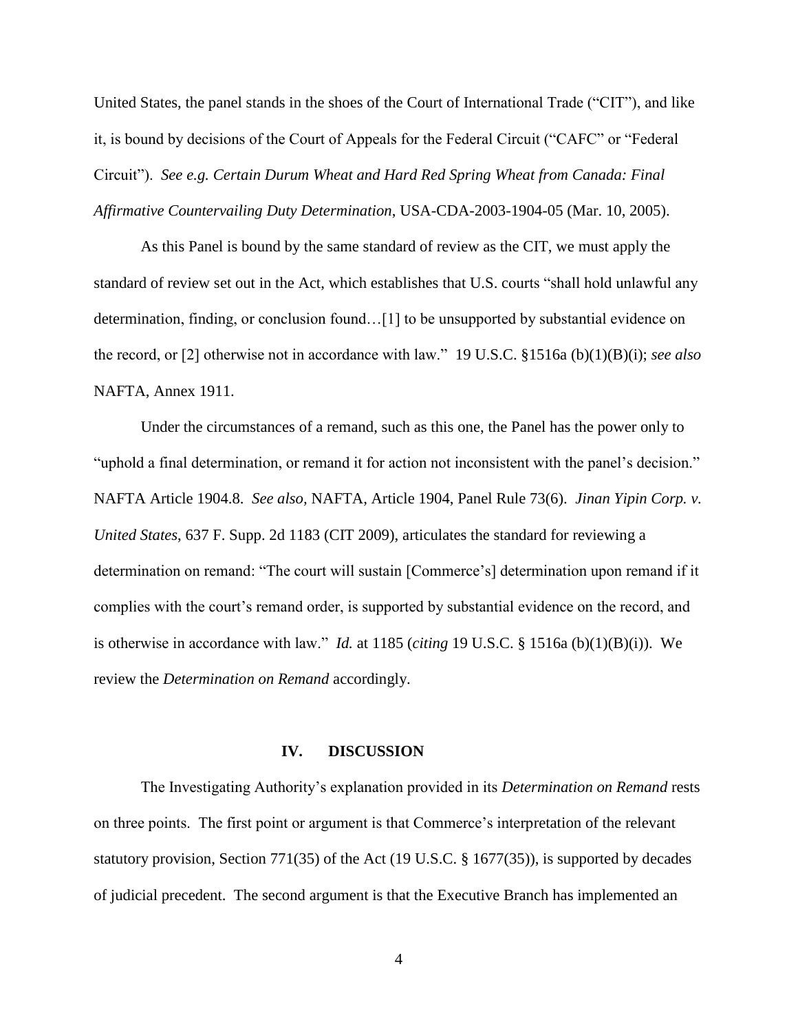United States, the panel stands in the shoes of the Court of International Trade ("CIT"), and like it, is bound by decisions of the Court of Appeals for the Federal Circuit ("CAFC" or "Federal Circuit"). *See e.g. Certain Durum Wheat and Hard Red Spring Wheat from Canada: Final Affirmative Countervailing Duty Determination*, USA-CDA-2003-1904-05 (Mar. 10, 2005).

As this Panel is bound by the same standard of review as the CIT, we must apply the standard of review set out in the Act, which establishes that U.S. courts "shall hold unlawful any determination, finding, or conclusion found…[1] to be unsupported by substantial evidence on the record, or [2] otherwise not in accordance with law." 19 U.S.C. §1516a (b)(1)(B)(i); *see also* NAFTA, Annex 1911.

Under the circumstances of a remand, such as this one, the Panel has the power only to "uphold a final determination, or remand it for action not inconsistent with the panel's decision." NAFTA Article 1904.8. *See also,* NAFTA, Article 1904, Panel Rule 73(6). *Jinan Yipin Corp. v. United States,* 637 F. Supp. 2d 1183 (CIT 2009), articulates the standard for reviewing a determination on remand: "The court will sustain [Commerce's] determination upon remand if it complies with the court's remand order, is supported by substantial evidence on the record, and is otherwise in accordance with law." *Id.* at 1185 (*citing* 19 U.S.C. § 1516a (b)(1)(B)(i)). We review the *Determination on Remand* accordingly.

## IV. DISCUSSION

The Investigating Authority's explanation provided in its *Determination on Remand* rests on three points. The first point or argument is that Commerce's interpretation of the relevant statutory provision, Section 771(35) of the Act (19 U.S.C. § 1677(35)), is supported by decades of judicial precedent. The second argument is that the Executive Branch has implemented an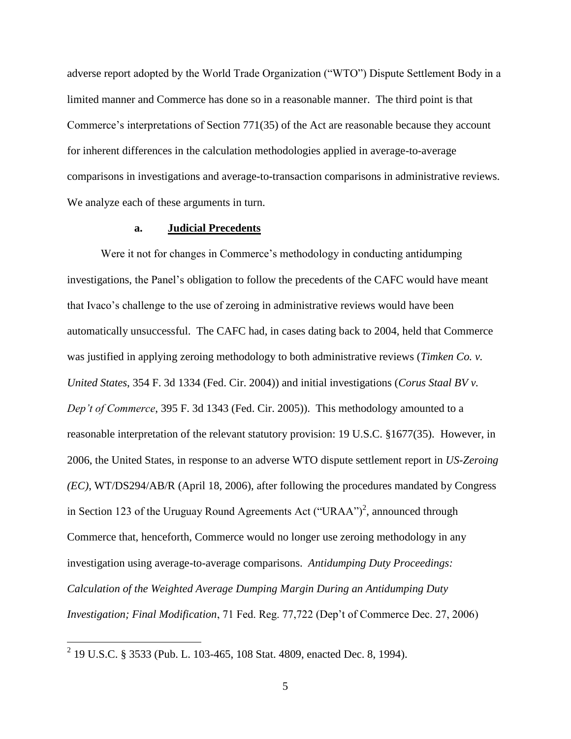adverse report adopted by the World Trade Organization ("WTO") Dispute Settlement Body in a limited manner and Commerce has done so in a reasonable manner. The third point is that Commerce's interpretations of Section 771(35) of the Act are reasonable because they account for inherent differences in the calculation methodologies applied in average-to-average comparisons in investigations and average-to-transaction comparisons in administrative reviews. We analyze each of these arguments in turn.

**a. Judicial Precedents**

Were it not for changes in Commerce's methodology in conducting antidumping investigations, the Panel's obligation to follow the precedents of the CAFC would have meant that Ivaco's challenge to the use of zeroing in administrative reviews would have been automatically unsuccessful. The CAFC had, in cases dating back to 2004, held that Commerce was justified in applying zeroing methodology to both administrative reviews (*Timken Co. v. United States,* 354 F. 3d 1334 (Fed. Cir. 2004)) and initial investigations (*Corus Staal BV v. Dep't of Commerce*, 395 F. 3d 1343 (Fed. Cir. 2005)). This methodology amounted to a reasonable interpretation of the relevant statutory provision: 19 U.S.C. §1677(35). However, in 2006, the United States, in response to an adverse WTO dispute settlement report in *US-Zeroing (EC)*, WT/DS294/AB/R (April 18, 2006), after following the procedures mandated by Congress in Section 123 of the Uruguay Round Agreements Act ("URAA")[2], announced through Commerce that, henceforth, Commerce would no longer use zeroing methodology in any investigation using average-to-average comparisons. *Antidumping Duty Proceedings: Calculation of the Weighted Average Dumping Margin During an Antidumping Duty Investigation; Final Modification*, 71 Fed. Reg. 77,722 (Dep't of Commerce Dec. 27, 2006)

---

[2] 19 U.S.C. § 3533 (Pub. L. 103-465, 108 Stat. 4809, enacted Dec. 8, 1994).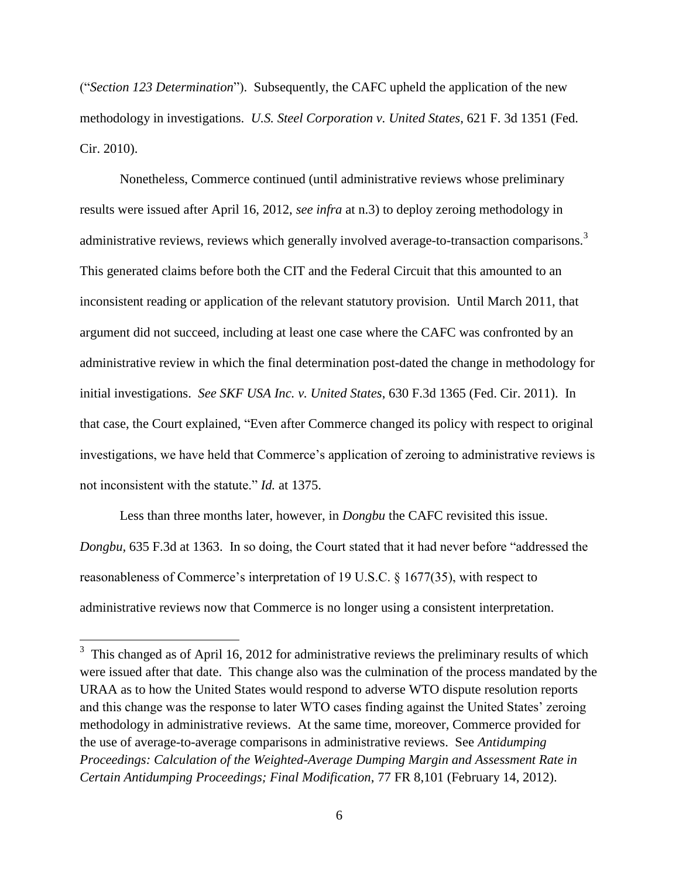("*Section 123 Determination*"). Subsequently, the CAFC upheld the application of the new methodology in investigations. *U.S. Steel Corporation v. United States*, 621 F. 3d 1351 (Fed. Cir. 2010).

Nonetheless, Commerce continued (until administrative reviews whose preliminary results were issued after April 16, 2012, *see infra* at n.3) to deploy zeroing methodology in administrative reviews, reviews which generally involved average-to-transaction comparisons.[3] This generated claims before both the CIT and the Federal Circuit that this amounted to an inconsistent reading or application of the relevant statutory provision. Until March 2011, that argument did not succeed, including at least one case where the CAFC was confronted by an administrative review in which the final determination post-dated the change in methodology for initial investigations. *See SKF USA Inc. v. United States*, 630 F.3d 1365 (Fed. Cir. 2011). In that case, the Court explained, "Even after Commerce changed its policy with respect to original investigations, we have held that Commerce's application of zeroing to administrative reviews is not inconsistent with the statute." *Id.* at 1375.

Less than three months later, however, in *Dongbu* the CAFC revisited this issue. *Dongbu*, 635 F.3d at 1363. In so doing, the Court stated that it had never before "addressed the reasonableness of Commerce's interpretation of 19 U.S.C. § 1677(35), with respect to administrative reviews now that Commerce is no longer using a consistent interpretation.

---

[3] This changed as of April 16, 2012 for administrative reviews the preliminary results of which were issued after that date. This change also was the culmination of the process mandated by the URAA as to how the United States would respond to adverse WTO dispute resolution reports and this change was the response to later WTO cases finding against the United States' zeroing methodology in administrative reviews. At the same time, moreover, Commerce provided for the use of average-to-average comparisons in administrative reviews. See *Antidumping Proceedings: Calculation of the Weighted-Average Dumping Margin and Assessment Rate in Certain Antidumping Proceedings; Final Modification*, 77 FR 8,101 (February 14, 2012).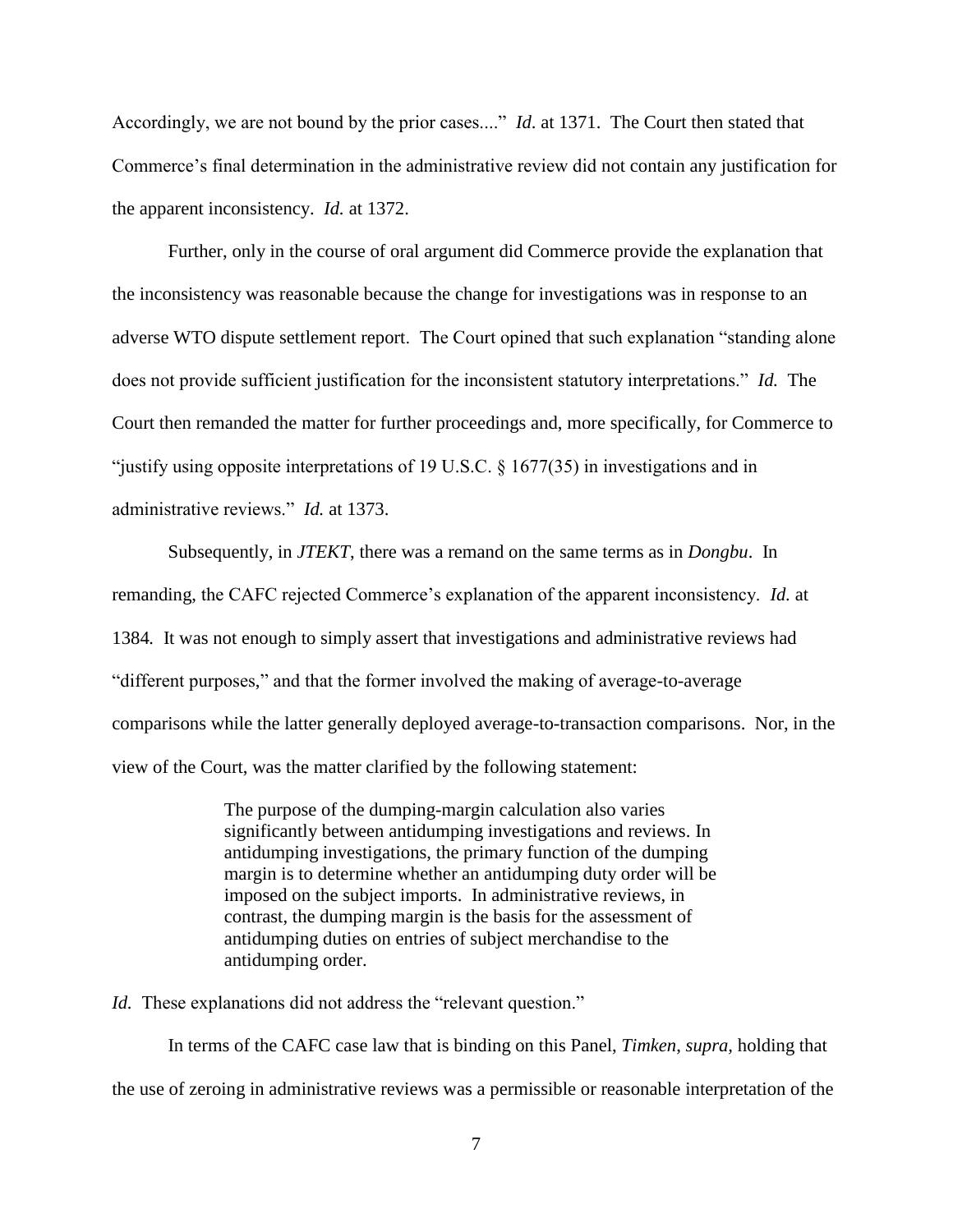Accordingly, we are not bound by the prior cases...." *Id.* at 1371. The Court then stated that Commerce's final determination in the administrative review did not contain any justification for the apparent inconsistency. *Id.* at 1372.

Further, only in the course of oral argument did Commerce provide the explanation that the inconsistency was reasonable because the change for investigations was in response to an adverse WTO dispute settlement report. The Court opined that such explanation "standing alone does not provide sufficient justification for the inconsistent statutory interpretations." *Id.* The Court then remanded the matter for further proceedings and, more specifically, for Commerce to "justify using opposite interpretations of 19 U.S.C. § 1677(35) in investigations and in administrative reviews." *Id.* at 1373.

Subsequently, in *JTEKT*, there was a remand on the same terms as in *Dongbu*. In remanding, the CAFC rejected Commerce's explanation of the apparent inconsistency. *Id.* at 1384. It was not enough to simply assert that investigations and administrative reviews had "different purposes," and that the former involved the making of average-to-average comparisons while the latter generally deployed average-to-transaction comparisons. Nor, in the view of the Court, was the matter clarified by the following statement:

> The purpose of the dumping-margin calculation also varies significantly between antidumping investigations and reviews. In antidumping investigations, the primary function of the dumping margin is to determine whether an antidumping duty order will be imposed on the subject imports. In administrative reviews, in contrast, the dumping margin is the basis for the assessment of antidumping duties on entries of subject merchandise to the antidumping order.

*Id.* These explanations did not address the "relevant question."

In terms of the CAFC case law that is binding on this Panel, *Timken*, *supra,* holding that the use of zeroing in administrative reviews was a permissible or reasonable interpretation of the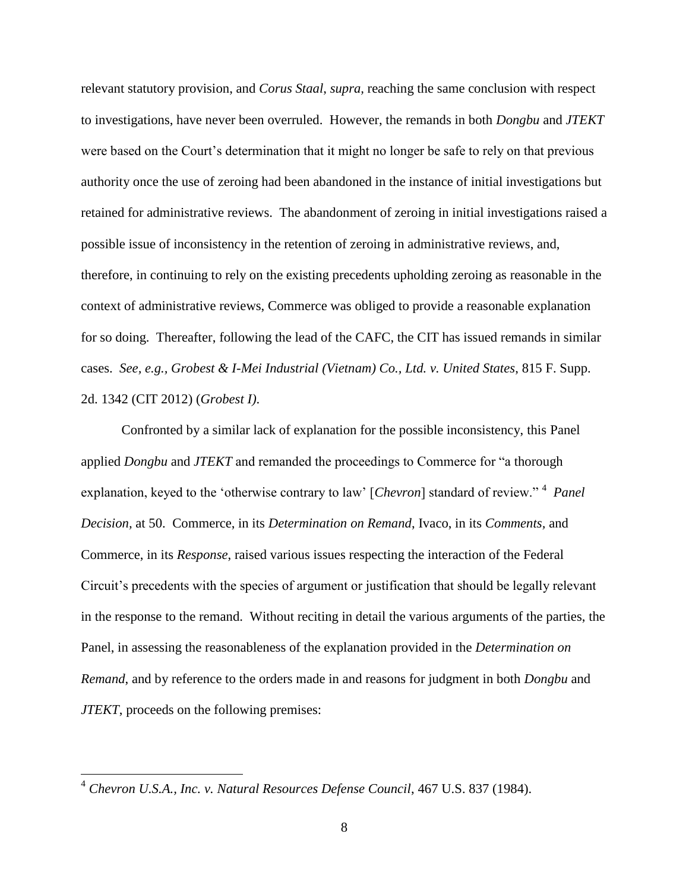relevant statutory provision, and *Corus Staal*, *supra*, reaching the same conclusion with respect to investigations, have never been overruled. However, the remands in both *Dongbu* and *JTEKT* were based on the Court's determination that it might no longer be safe to rely on that previous authority once the use of zeroing had been abandoned in the instance of initial investigations but retained for administrative reviews. The abandonment of zeroing in initial investigations raised a possible issue of inconsistency in the retention of zeroing in administrative reviews, and, therefore, in continuing to rely on the existing precedents upholding zeroing as reasonable in the context of administrative reviews, Commerce was obliged to provide a reasonable explanation for so doing. Thereafter, following the lead of the CAFC, the CIT has issued remands in similar cases. *See, e.g., Grobest & I-Mei Industrial (Vietnam) Co., Ltd. v. United States*, 815 F. Supp. 2d. 1342 (CIT 2012) (*Grobest I).*

Confronted by a similar lack of explanation for the possible inconsistency, this Panel applied *Dongbu* and *JTEKT* and remanded the proceedings to Commerce for "a thorough explanation, keyed to the 'otherwise contrary to law' [*Chevron*] standard of review." [4] *Panel Decision,* at 50. Commerce, in its *Determination on Remand*, Ivaco, in its *Comments*, and Commerce, in its *Response*, raised various issues respecting the interaction of the Federal Circuit's precedents with the species of argument or justification that should be legally relevant in the response to the remand. Without reciting in detail the various arguments of the parties, the Panel, in assessing the reasonableness of the explanation provided in the *Determination on Remand*, and by reference to the orders made in and reasons for judgment in both *Dongbu* and *JTEKT*, proceeds on the following premises:

[4] *Chevron U.S.A., Inc. v. Natural Resources Defense Council*, 467 U.S. 837 (1984).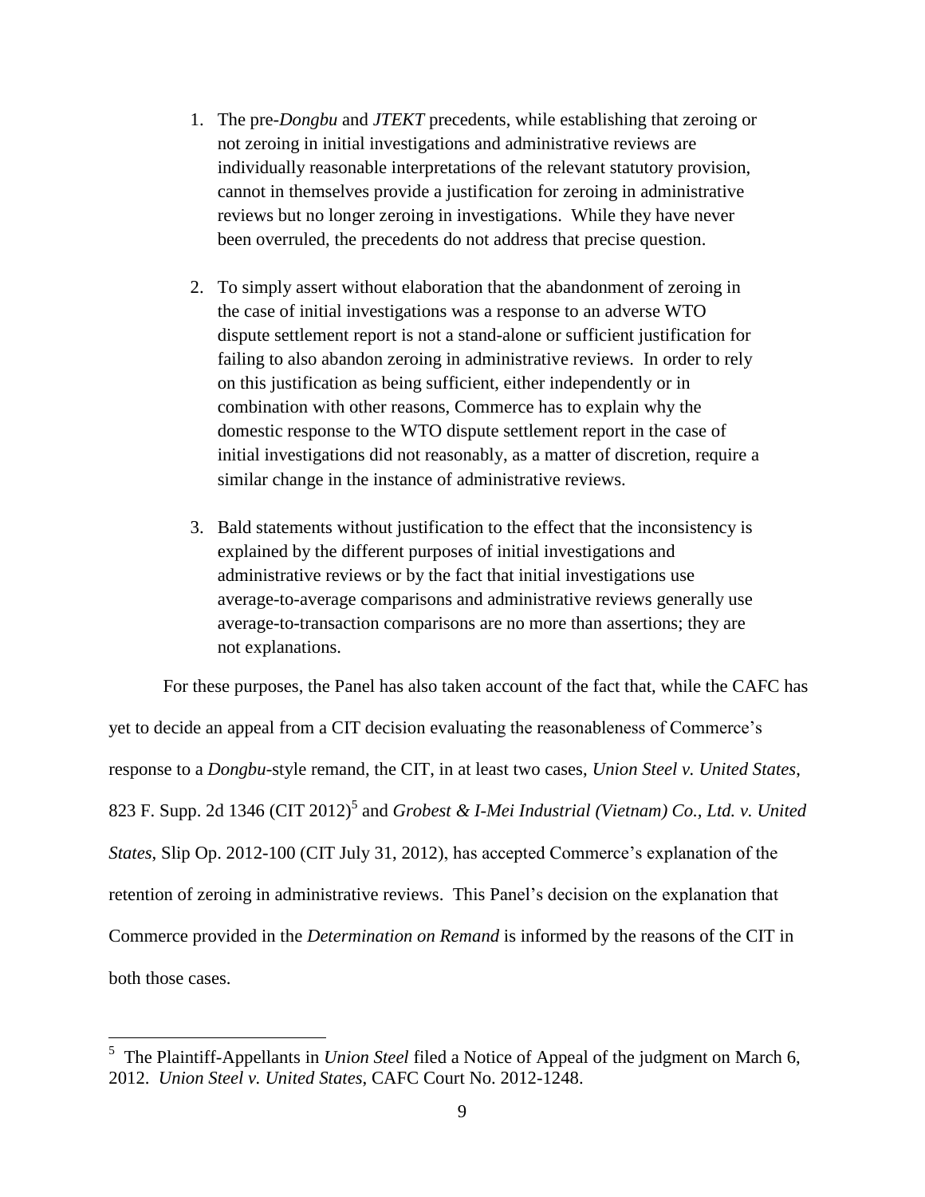1. The pre-*Dongbu* and *JTEKT* precedents, while establishing that zeroing or not zeroing in initial investigations and administrative reviews are individually reasonable interpretations of the relevant statutory provision, cannot in themselves provide a justification for zeroing in administrative reviews but no longer zeroing in investigations. While they have never been overruled, the precedents do not address that precise question.

2. To simply assert without elaboration that the abandonment of zeroing in the case of initial investigations was a response to an adverse WTO dispute settlement report is not a stand-alone or sufficient justification for failing to also abandon zeroing in administrative reviews. In order to rely on this justification as being sufficient, either independently or in combination with other reasons, Commerce has to explain why the domestic response to the WTO dispute settlement report in the case of initial investigations did not reasonably, as a matter of discretion, require a similar change in the instance of administrative reviews.

3. Bald statements without justification to the effect that the inconsistency is explained by the different purposes of initial investigations and administrative reviews or by the fact that initial investigations use average-to-average comparisons and administrative reviews generally use average-to-transaction comparisons are no more than assertions; they are not explanations.

For these purposes, the Panel has also taken account of the fact that, while the CAFC has yet to decide an appeal from a CIT decision evaluating the reasonableness of Commerce's response to a *Dongbu*-style remand, the CIT, in at least two cases, *Union Steel v. United States*, 823 F. Supp. 2d 1346 (CIT 2012)[5] and *Grobest & I-Mei Industrial (Vietnam) Co., Ltd. v. United States*, Slip Op. 2012-100 (CIT July 31, 2012), has accepted Commerce's explanation of the retention of zeroing in administrative reviews. This Panel's decision on the explanation that Commerce provided in the *Determination on Remand* is informed by the reasons of the CIT in both those cases.

[5] The Plaintiff-Appellants in *Union Steel* filed a Notice of Appeal of the judgment on March 6, 2012. *Union Steel v. United States*, CAFC Court No. 2012-1248.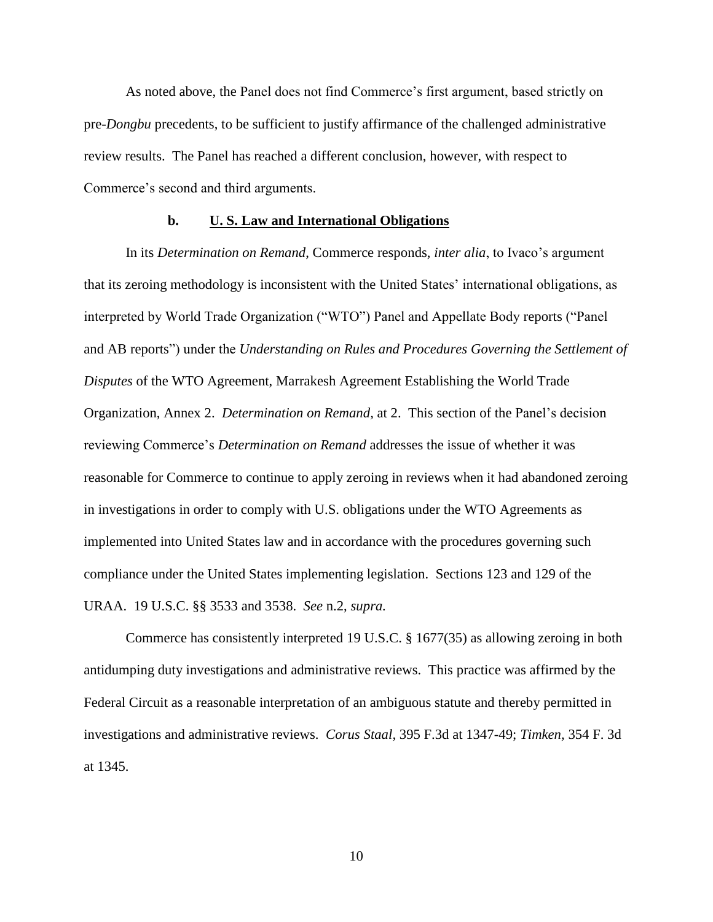As noted above, the Panel does not find Commerce's first argument, based strictly on pre-*Dongbu* precedents, to be sufficient to justify affirmance of the challenged administrative review results. The Panel has reached a different conclusion, however, with respect to Commerce's second and third arguments.

### b. U. S. Law and International Obligations

In its *Determination on Remand*, Commerce responds, *inter alia*, to Ivaco's argument that its zeroing methodology is inconsistent with the United States' international obligations, as interpreted by World Trade Organization ("WTO") Panel and Appellate Body reports ("Panel and AB reports") under the *Understanding on Rules and Procedures Governing the Settlement of Disputes* of the WTO Agreement, Marrakesh Agreement Establishing the World Trade Organization, Annex 2. *Determination on Remand,* at 2. This section of the Panel's decision reviewing Commerce's *Determination on Remand* addresses the issue of whether it was reasonable for Commerce to continue to apply zeroing in reviews when it had abandoned zeroing in investigations in order to comply with U.S. obligations under the WTO Agreements as implemented into United States law and in accordance with the procedures governing such compliance under the United States implementing legislation. Sections 123 and 129 of the URAA. 19 U.S.C. §§ 3533 and 3538. *See* n.2, *supra.*

Commerce has consistently interpreted 19 U.S.C. § 1677(35) as allowing zeroing in both antidumping duty investigations and administrative reviews. This practice was affirmed by the Federal Circuit as a reasonable interpretation of an ambiguous statute and thereby permitted in investigations and administrative reviews. *Corus Staal,* 395 F.3d at 1347-49; *Timken,* 354 F. 3d at 1345.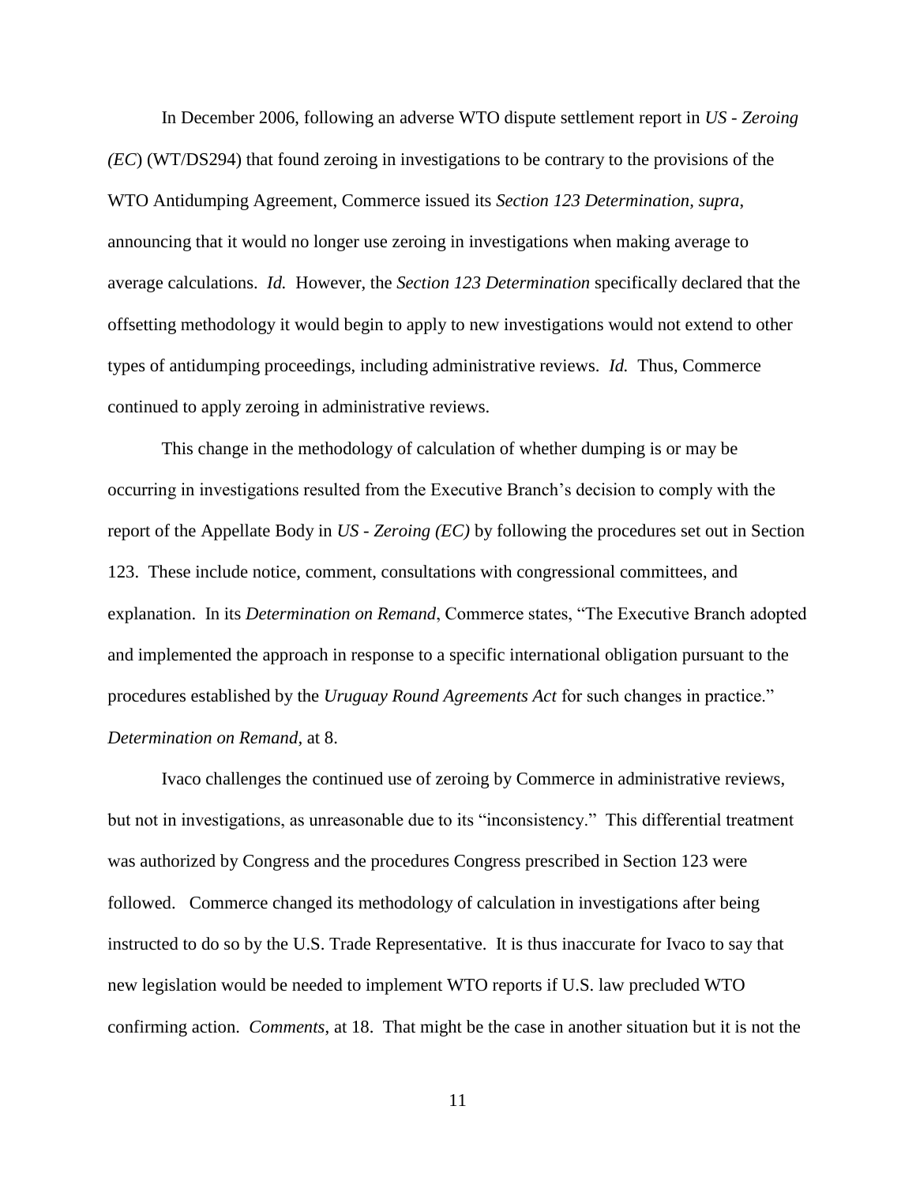In December 2006, following an adverse WTO dispute settlement report in *US - Zeroing (EC)* (WT/DS294) that found zeroing in investigations to be contrary to the provisions of the WTO Antidumping Agreement, Commerce issued its *Section 123 Determination, supra*, announcing that it would no longer use zeroing in investigations when making average to average calculations. *Id.* However, the *Section 123 Determination* specifically declared that the offsetting methodology it would begin to apply to new investigations would not extend to other types of antidumping proceedings, including administrative reviews. *Id.* Thus, Commerce continued to apply zeroing in administrative reviews.

This change in the methodology of calculation of whether dumping is or may be occurring in investigations resulted from the Executive Branch's decision to comply with the report of the Appellate Body in *US - Zeroing (EC)* by following the procedures set out in Section 123. These include notice, comment, consultations with congressional committees, and explanation. In its *Determination on Remand*, Commerce states, "The Executive Branch adopted and implemented the approach in response to a specific international obligation pursuant to the procedures established by the *Uruguay Round Agreements Act* for such changes in practice." *Determination on Remand*, at 8.

Ivaco challenges the continued use of zeroing by Commerce in administrative reviews, but not in investigations, as unreasonable due to its "inconsistency." This differential treatment was authorized by Congress and the procedures Congress prescribed in Section 123 were followed. Commerce changed its methodology of calculation in investigations after being instructed to do so by the U.S. Trade Representative. It is thus inaccurate for Ivaco to say that new legislation would be needed to implement WTO reports if U.S. law precluded WTO confirming action. *Comments*, at 18. That might be the case in another situation but it is not the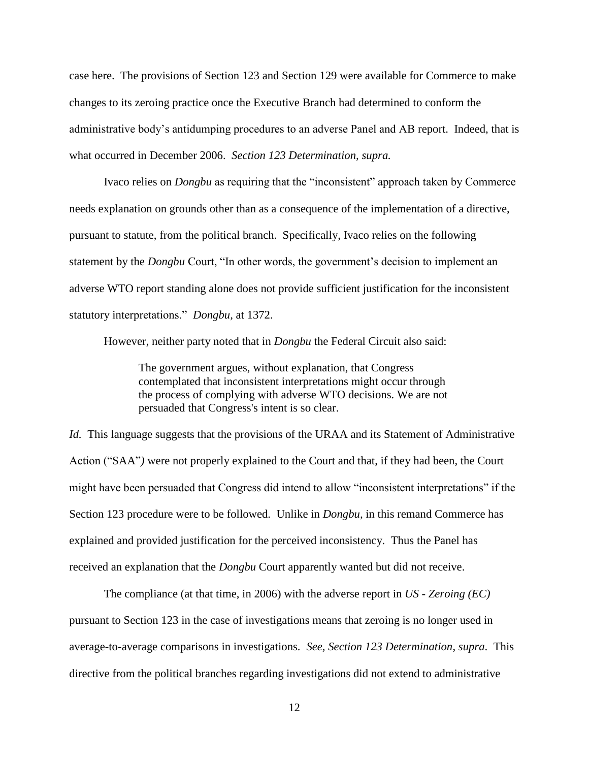case here. The provisions of Section 123 and Section 129 were available for Commerce to make changes to its zeroing practice once the Executive Branch had determined to conform the administrative body's antidumping procedures to an adverse Panel and AB report. Indeed, that is what occurred in December 2006. *Section 123 Determination, supra.*

Ivaco relies on *Dongbu* as requiring that the "inconsistent" approach taken by Commerce needs explanation on grounds other than as a consequence of the implementation of a directive, pursuant to statute, from the political branch. Specifically, Ivaco relies on the following statement by the *Dongbu* Court, "In other words, the government's decision to implement an adverse WTO report standing alone does not provide sufficient justification for the inconsistent statutory interpretations." *Dongbu,* at 1372.

However, neither party noted that in *Dongbu* the Federal Circuit also said:

> The government argues, without explanation, that Congress contemplated that inconsistent interpretations might occur through the process of complying with adverse WTO decisions. We are not persuaded that Congress's intent is so clear.

*Id.* This language suggests that the provisions of the URAA and its Statement of Administrative Action ("SAA") were not properly explained to the Court and that, if they had been, the Court might have been persuaded that Congress did intend to allow "inconsistent interpretations" if the Section 123 procedure were to be followed. Unlike in *Dongbu*, in this remand Commerce has explained and provided justification for the perceived inconsistency. Thus the Panel has received an explanation that the *Dongbu* Court apparently wanted but did not receive.

The compliance (at that time, in 2006) with the adverse report in *US - Zeroing (EC)* pursuant to Section 123 in the case of investigations means that zeroing is no longer used in average-to-average comparisons in investigations. *See, Section 123 Determination*, *supra*. This directive from the political branches regarding investigations did not extend to administrative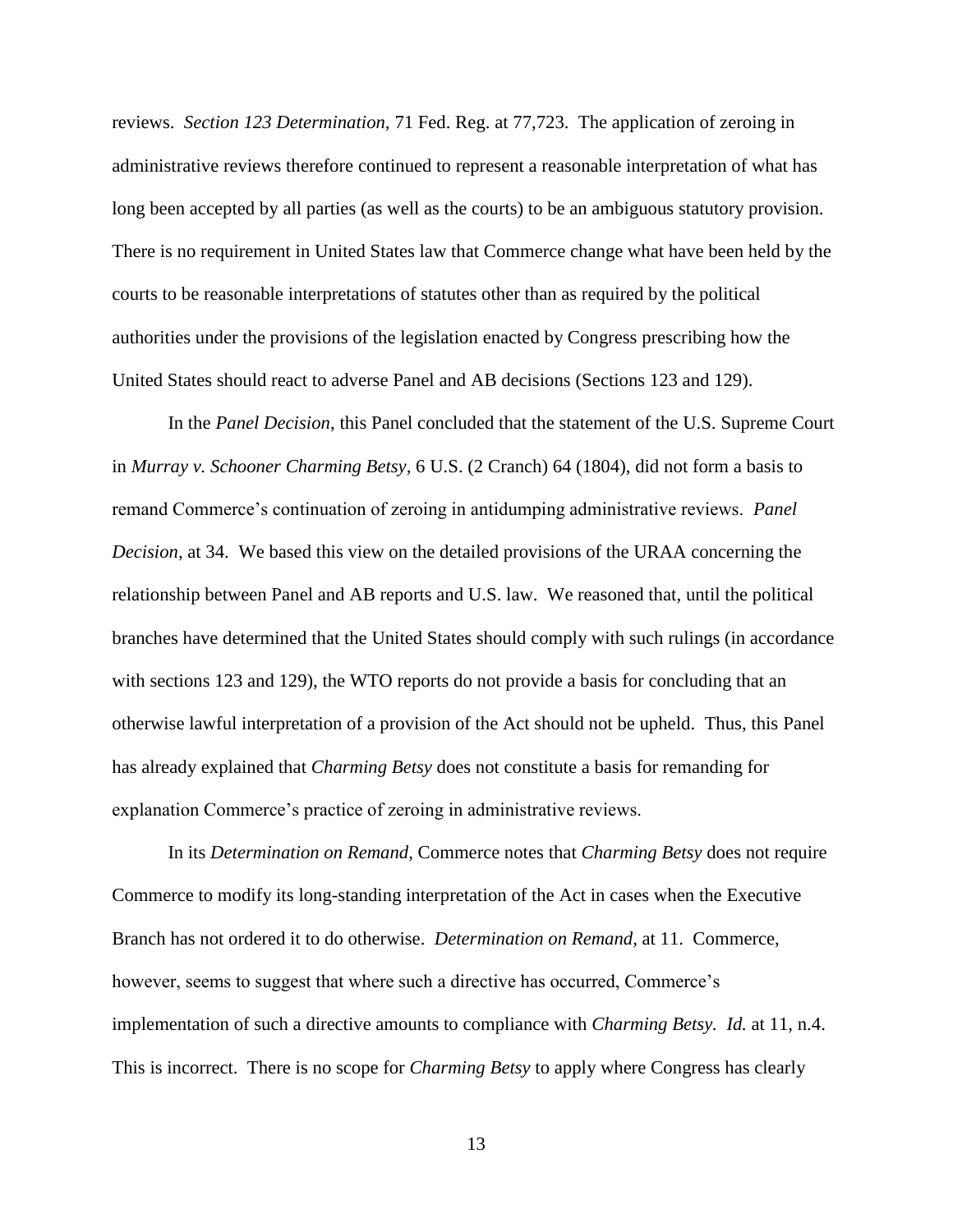reviews. *Section 123 Determination,* 71 Fed. Reg. at 77,723. The application of zeroing in administrative reviews therefore continued to represent a reasonable interpretation of what has long been accepted by all parties (as well as the courts) to be an ambiguous statutory provision. There is no requirement in United States law that Commerce change what have been held by the courts to be reasonable interpretations of statutes other than as required by the political authorities under the provisions of the legislation enacted by Congress prescribing how the United States should react to adverse Panel and AB decisions (Sections 123 and 129).

In the *Panel Decision*, this Panel concluded that the statement of the U.S. Supreme Court in *Murray v. Schooner Charming Betsy,* 6 U.S. (2 Cranch) 64 (1804), did not form a basis to remand Commerce's continuation of zeroing in antidumping administrative reviews. *Panel Decision,* at 34. We based this view on the detailed provisions of the URAA concerning the relationship between Panel and AB reports and U.S. law. We reasoned that, until the political branches have determined that the United States should comply with such rulings (in accordance with sections 123 and 129), the WTO reports do not provide a basis for concluding that an otherwise lawful interpretation of a provision of the Act should not be upheld. Thus, this Panel has already explained that *Charming Betsy* does not constitute a basis for remanding for explanation Commerce's practice of zeroing in administrative reviews.

In its *Determination on Remand*, Commerce notes that *Charming Betsy* does not require Commerce to modify its long-standing interpretation of the Act in cases when the Executive Branch has not ordered it to do otherwise. *Determination on Remand,* at 11. Commerce, however, seems to suggest that where such a directive has occurred, Commerce's implementation of such a directive amounts to compliance with *Charming Betsy. Id.* at 11, n.4. This is incorrect. There is no scope for *Charming Betsy* to apply where Congress has clearly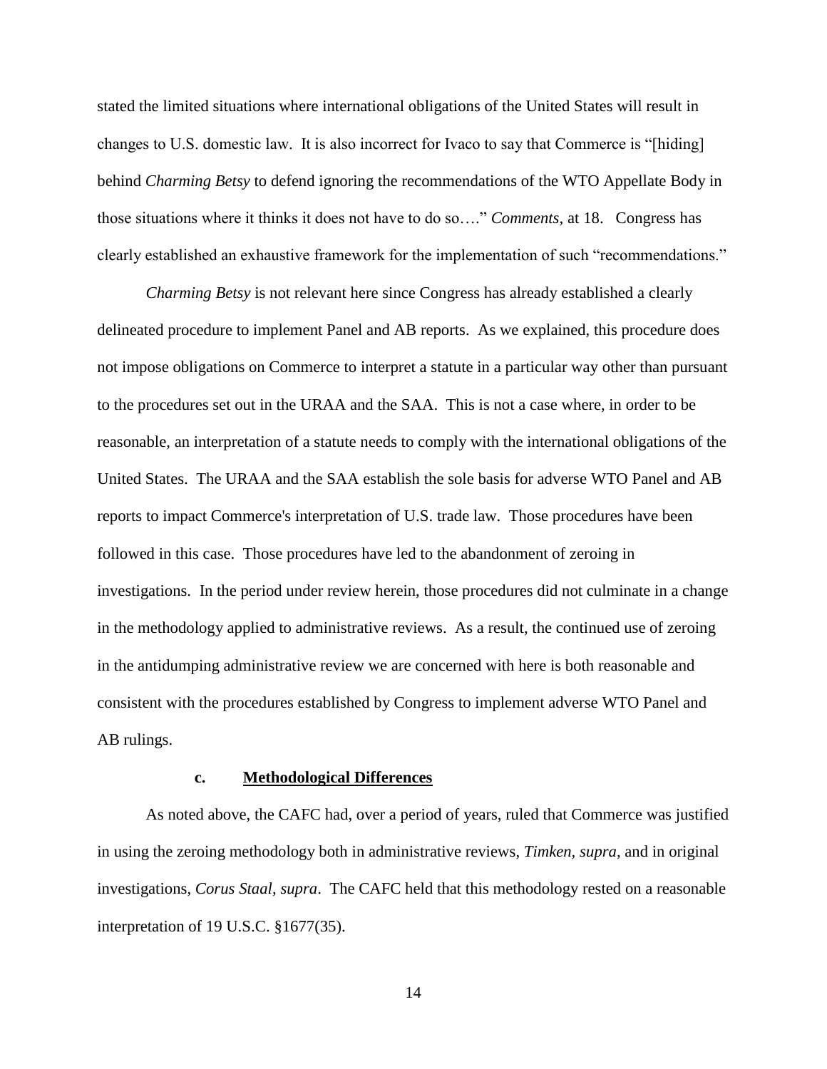stated the limited situations where international obligations of the United States will result in changes to U.S. domestic law. It is also incorrect for Ivaco to say that Commerce is "[hiding] behind *Charming Betsy* to defend ignoring the recommendations of the WTO Appellate Body in those situations where it thinks it does not have to do so…." *Comments,* at 18. Congress has clearly established an exhaustive framework for the implementation of such "recommendations."

*Charming Betsy* is not relevant here since Congress has already established a clearly delineated procedure to implement Panel and AB reports. As we explained, this procedure does not impose obligations on Commerce to interpret a statute in a particular way other than pursuant to the procedures set out in the URAA and the SAA. This is not a case where, in order to be reasonable, an interpretation of a statute needs to comply with the international obligations of the United States. The URAA and the SAA establish the sole basis for adverse WTO Panel and AB reports to impact Commerce's interpretation of U.S. trade law. Those procedures have been followed in this case. Those procedures have led to the abandonment of zeroing in investigations. In the period under review herein, those procedures did not culminate in a change in the methodology applied to administrative reviews. As a result, the continued use of zeroing in the antidumping administrative review we are concerned with here is both reasonable and consistent with the procedures established by Congress to implement adverse WTO Panel and AB rulings.

### c. Methodological Differences

As noted above, the CAFC had, over a period of years, ruled that Commerce was justified in using the zeroing methodology both in administrative reviews, *Timken, supra,* and in original investigations, *Corus Staal, supra*. The CAFC held that this methodology rested on a reasonable interpretation of 19 U.S.C. §1677(35).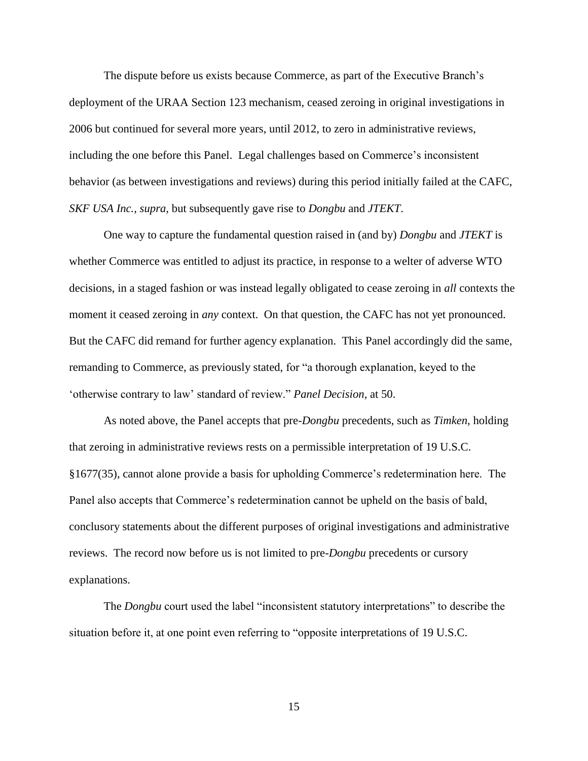The dispute before us exists because Commerce, as part of the Executive Branch's deployment of the URAA Section 123 mechanism, ceased zeroing in original investigations in 2006 but continued for several more years, until 2012, to zero in administrative reviews, including the one before this Panel. Legal challenges based on Commerce's inconsistent behavior (as between investigations and reviews) during this period initially failed at the CAFC, *SKF USA Inc., supra,* but subsequently gave rise to *Dongbu* and *JTEKT*.

One way to capture the fundamental question raised in (and by) *Dongbu* and *JTEKT* is whether Commerce was entitled to adjust its practice, in response to a welter of adverse WTO decisions, in a staged fashion or was instead legally obligated to cease zeroing in *all* contexts the moment it ceased zeroing in *any* context. On that question, the CAFC has not yet pronounced. But the CAFC did remand for further agency explanation. This Panel accordingly did the same, remanding to Commerce, as previously stated, for "a thorough explanation, keyed to the 'otherwise contrary to law' standard of review." *Panel Decision,* at 50.

As noted above, the Panel accepts that pre-*Dongbu* precedents, such as *Timken*, holding that zeroing in administrative reviews rests on a permissible interpretation of 19 U.S.C. §1677(35), cannot alone provide a basis for upholding Commerce's redetermination here. The Panel also accepts that Commerce's redetermination cannot be upheld on the basis of bald, conclusory statements about the different purposes of original investigations and administrative reviews. The record now before us is not limited to pre-*Dongbu* precedents or cursory explanations.

The *Dongbu* court used the label "inconsistent statutory interpretations" to describe the situation before it, at one point even referring to "opposite interpretations of 19 U.S.C.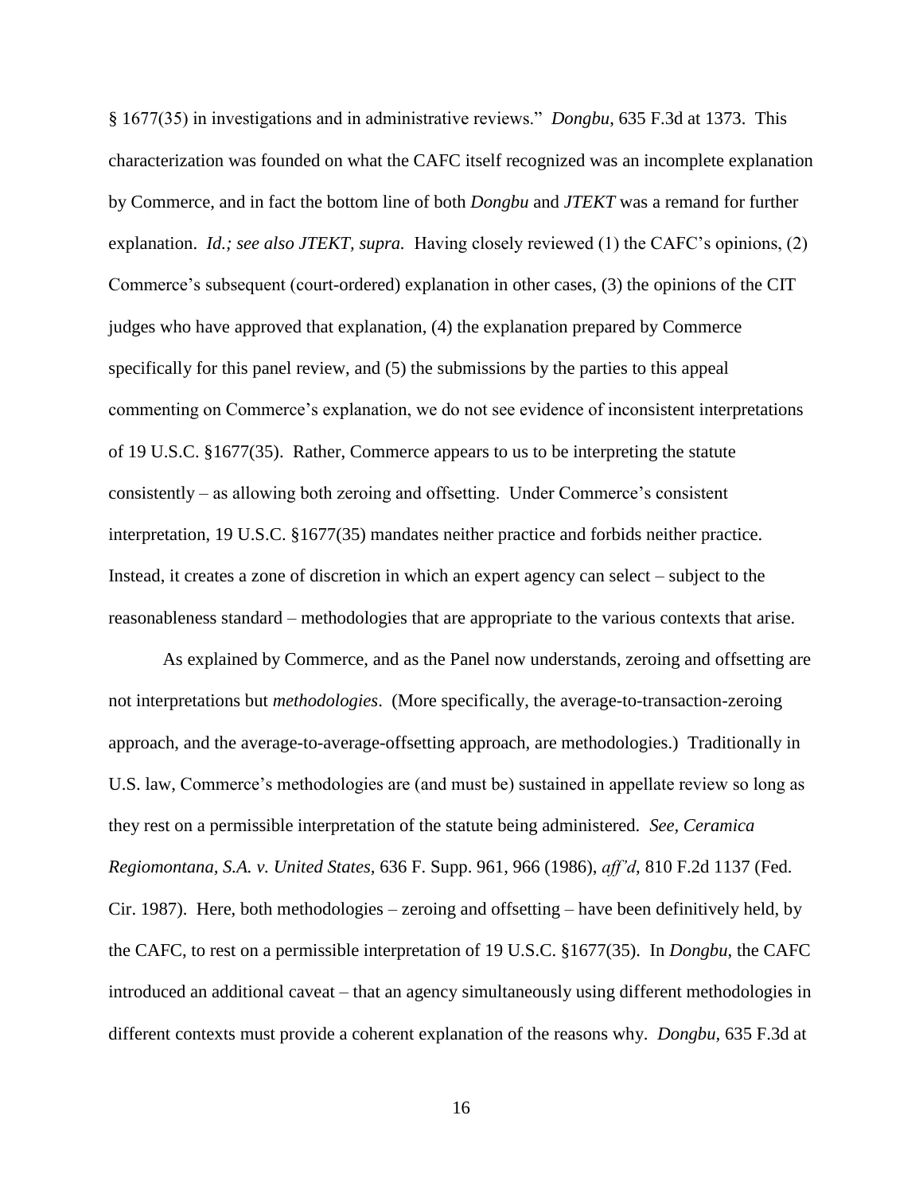§ 1677(35) in investigations and in administrative reviews." *Dongbu*, 635 F.3d at 1373. This characterization was founded on what the CAFC itself recognized was an incomplete explanation by Commerce, and in fact the bottom line of both *Dongbu* and *JTEKT* was a remand for further explanation. *Id.; see also JTEKT, supra.* Having closely reviewed (1) the CAFC's opinions, (2) Commerce's subsequent (court-ordered) explanation in other cases, (3) the opinions of the CIT judges who have approved that explanation, (4) the explanation prepared by Commerce specifically for this panel review, and (5) the submissions by the parties to this appeal commenting on Commerce's explanation, we do not see evidence of inconsistent interpretations of 19 U.S.C. §1677(35). Rather, Commerce appears to us to be interpreting the statute consistently – as allowing both zeroing and offsetting. Under Commerce's consistent interpretation, 19 U.S.C. §1677(35) mandates neither practice and forbids neither practice. Instead, it creates a zone of discretion in which an expert agency can select – subject to the reasonableness standard – methodologies that are appropriate to the various contexts that arise.

As explained by Commerce, and as the Panel now understands, zeroing and offsetting are not interpretations but *methodologies*. (More specifically, the average-to-transaction-zeroing approach, and the average-to-average-offsetting approach, are methodologies.) Traditionally in U.S. law, Commerce's methodologies are (and must be) sustained in appellate review so long as they rest on a permissible interpretation of the statute being administered. *See, Ceramica Regiomontana, S.A. v. United States*, 636 F. Supp. 961, 966 (1986), *aff'd*, 810 F.2d 1137 (Fed. Cir. 1987). Here, both methodologies – zeroing and offsetting – have been definitively held, by the CAFC, to rest on a permissible interpretation of 19 U.S.C. §1677(35). In *Dongbu*, the CAFC introduced an additional caveat – that an agency simultaneously using different methodologies in different contexts must provide a coherent explanation of the reasons why. *Dongbu*, 635 F.3d at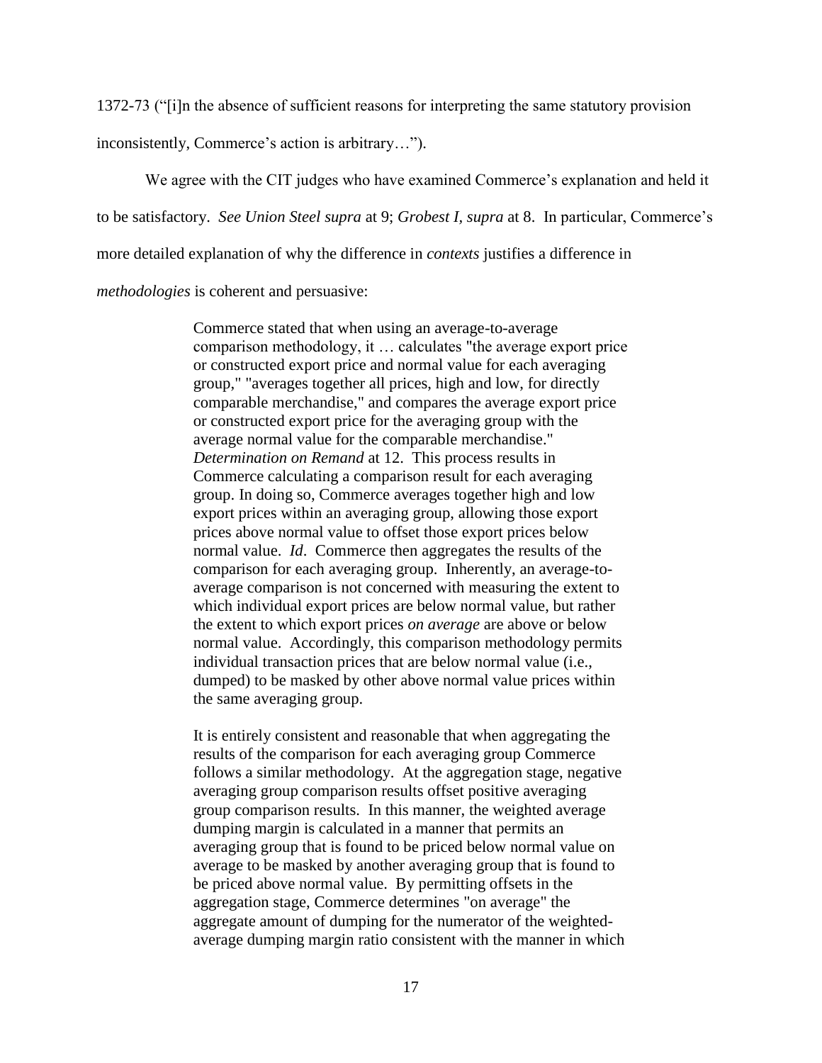1372-73 ("[i]n the absence of sufficient reasons for interpreting the same statutory provision inconsistently, Commerce's action is arbitrary…").

We agree with the CIT judges who have examined Commerce's explanation and held it to be satisfactory. *See Union Steel supra* at 9; *Grobest I, supra* at 8. In particular, Commerce's more detailed explanation of why the difference in *contexts* justifies a difference in *methodologies* is coherent and persuasive:

> Commerce stated that when using an average-to-average comparison methodology, it … calculates "the average export price or constructed export price and normal value for each averaging group," "averages together all prices, high and low, for directly comparable merchandise," and compares the average export price or constructed export price for the averaging group with the average normal value for the comparable merchandise." *Determination on Remand* at 12. This process results in Commerce calculating a comparison result for each averaging group. In doing so, Commerce averages together high and low export prices within an averaging group, allowing those export prices above normal value to offset those export prices below normal value. *Id*. Commerce then aggregates the results of the comparison for each averaging group. Inherently, an average-to-average comparison is not concerned with measuring the extent to which individual export prices are below normal value, but rather the extent to which export prices *on average* are above or below normal value. Accordingly, this comparison methodology permits individual transaction prices that are below normal value (i.e., dumped) to be masked by other above normal value prices within the same averaging group.
>
> It is entirely consistent and reasonable that when aggregating the results of the comparison for each averaging group Commerce follows a similar methodology. At the aggregation stage, negative averaging group comparison results offset positive averaging group comparison results. In this manner, the weighted average dumping margin is calculated in a manner that permits an averaging group that is found to be priced below normal value on average to be masked by another averaging group that is found to be priced above normal value. By permitting offsets in the aggregation stage, Commerce determines "on average" the aggregate amount of dumping for the numerator of the weighted-average dumping margin ratio consistent with the manner in which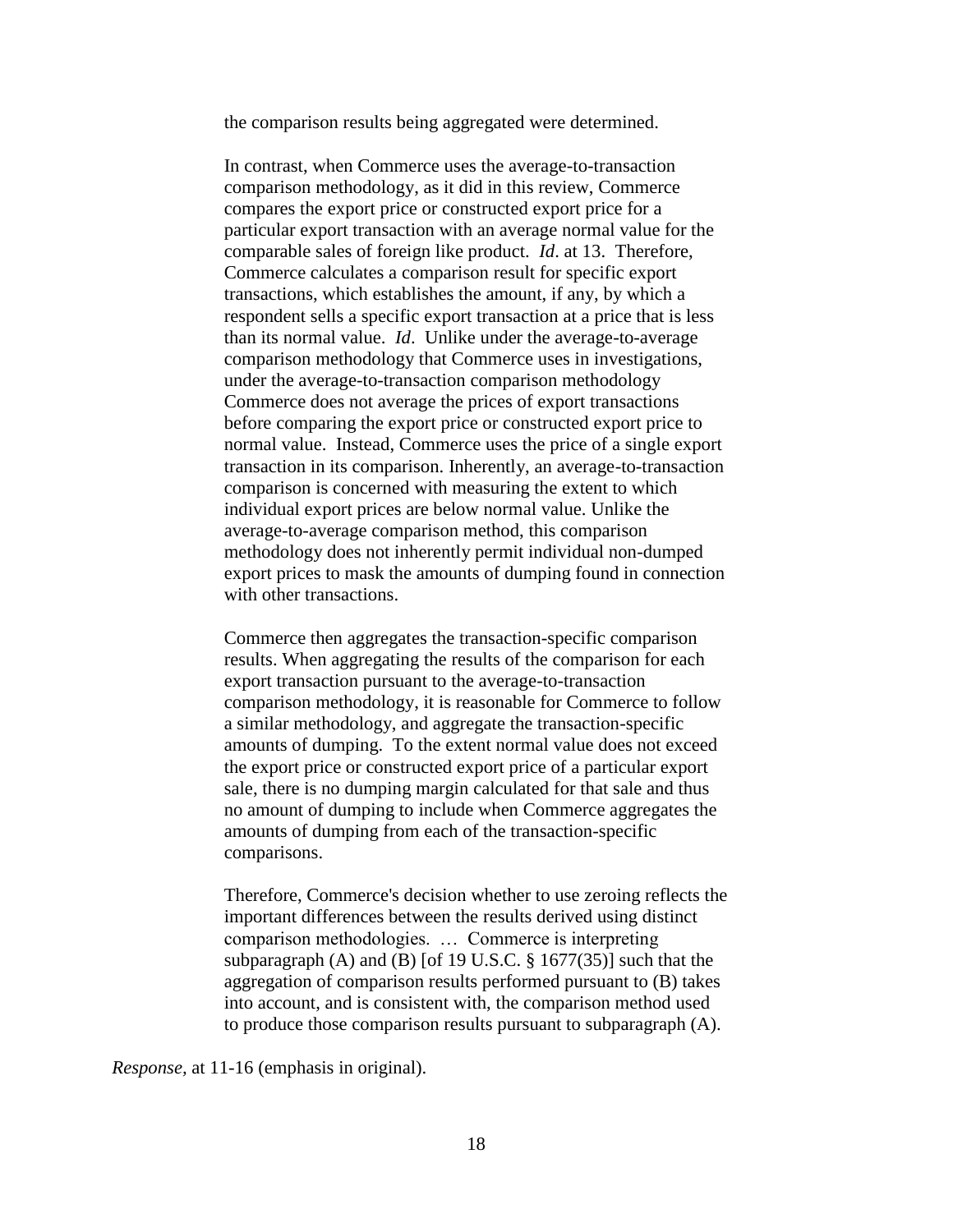> the comparison results being aggregated were determined.
>
> In contrast, when Commerce uses the average-to-transaction comparison methodology, as it did in this review, Commerce compares the export price or constructed export price for a particular export transaction with an average normal value for the comparable sales of foreign like product. *Id*. at 13. Therefore, Commerce calculates a comparison result for specific export transactions, which establishes the amount, if any, by which a respondent sells a specific export transaction at a price that is less than its normal value. *Id*. Unlike under the average-to-average comparison methodology that Commerce uses in investigations, under the average-to-transaction comparison methodology Commerce does not average the prices of export transactions before comparing the export price or constructed export price to normal value. Instead, Commerce uses the price of a single export transaction in its comparison. Inherently, an average-to-transaction comparison is concerned with measuring the extent to which individual export prices are below normal value. Unlike the average-to-average comparison method, this comparison methodology does not inherently permit individual non-dumped export prices to mask the amounts of dumping found in connection with other transactions.
>
> Commerce then aggregates the transaction-specific comparison results. When aggregating the results of the comparison for each export transaction pursuant to the average-to-transaction comparison methodology, it is reasonable for Commerce to follow a similar methodology, and aggregate the transaction-specific amounts of dumping. To the extent normal value does not exceed the export price or constructed export price of a particular export sale, there is no dumping margin calculated for that sale and thus no amount of dumping to include when Commerce aggregates the amounts of dumping from each of the transaction-specific comparisons.
>
> Therefore, Commerce's decision whether to use zeroing reflects the important differences between the results derived using distinct comparison methodologies. … Commerce is interpreting subparagraph (A) and (B) [of 19 U.S.C. § 1677(35)] such that the aggregation of comparison results performed pursuant to (B) takes into account, and is consistent with, the comparison method used to produce those comparison results pursuant to subparagraph (A).

*Response*, at 11-16 (emphasis in original).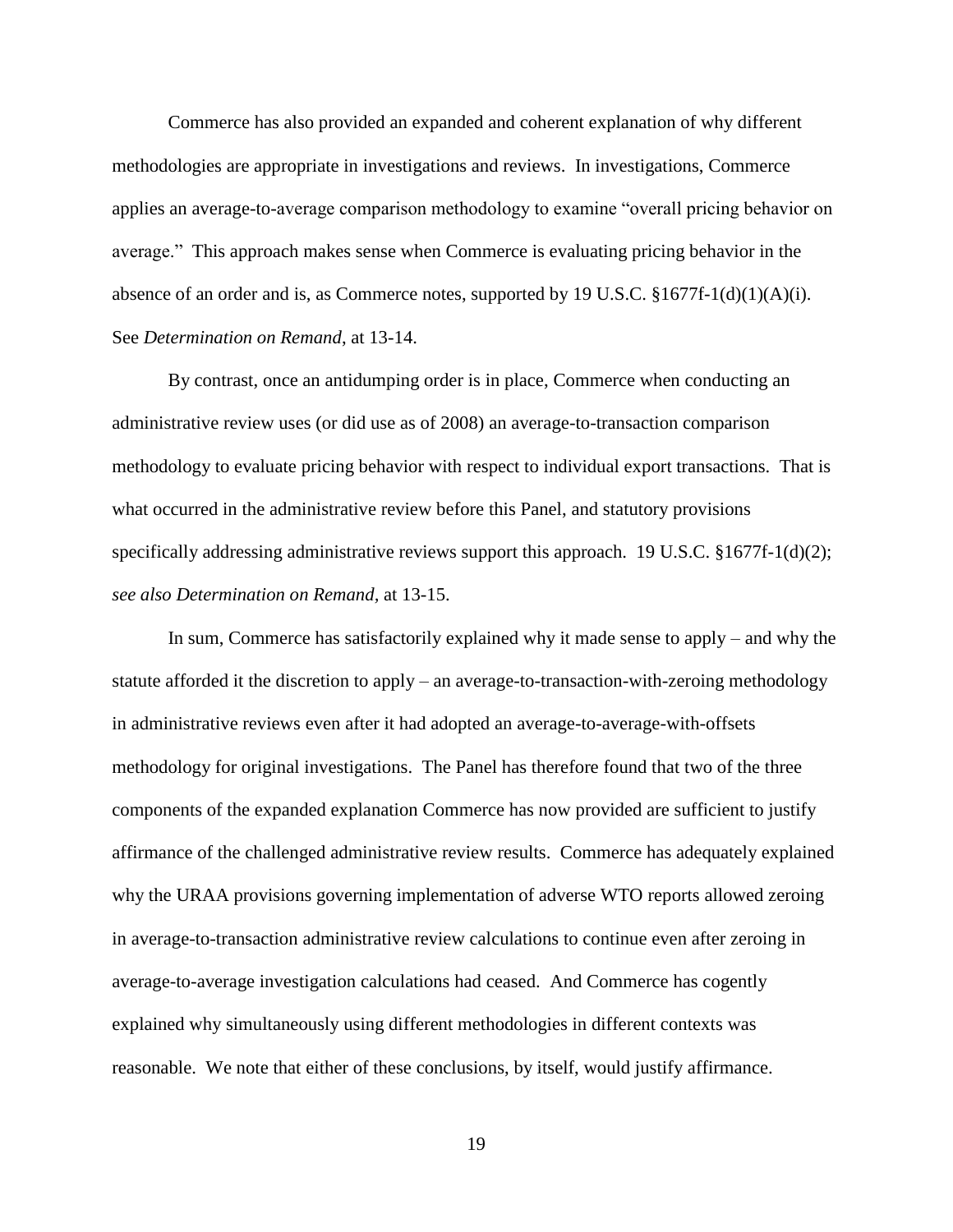Commerce has also provided an expanded and coherent explanation of why different methodologies are appropriate in investigations and reviews. In investigations, Commerce applies an average-to-average comparison methodology to examine "overall pricing behavior on average." This approach makes sense when Commerce is evaluating pricing behavior in the absence of an order and is, as Commerce notes, supported by 19 U.S.C. §1677f-1(d)(1)(A)(i). See *Determination on Remand*, at 13-14.

By contrast, once an antidumping order is in place, Commerce when conducting an administrative review uses (or did use as of 2008) an average-to-transaction comparison methodology to evaluate pricing behavior with respect to individual export transactions. That is what occurred in the administrative review before this Panel, and statutory provisions specifically addressing administrative reviews support this approach. 19 U.S.C. §1677f-1(d)(2); *see also Determination on Remand*, at 13-15.

In sum, Commerce has satisfactorily explained why it made sense to apply – and why the statute afforded it the discretion to apply – an average-to-transaction-with-zeroing methodology in administrative reviews even after it had adopted an average-to-average-with-offsets methodology for original investigations. The Panel has therefore found that two of the three components of the expanded explanation Commerce has now provided are sufficient to justify affirmance of the challenged administrative review results. Commerce has adequately explained why the URAA provisions governing implementation of adverse WTO reports allowed zeroing in average-to-transaction administrative review calculations to continue even after zeroing in average-to-average investigation calculations had ceased. And Commerce has cogently explained why simultaneously using different methodologies in different contexts was reasonable. We note that either of these conclusions, by itself, would justify affirmance.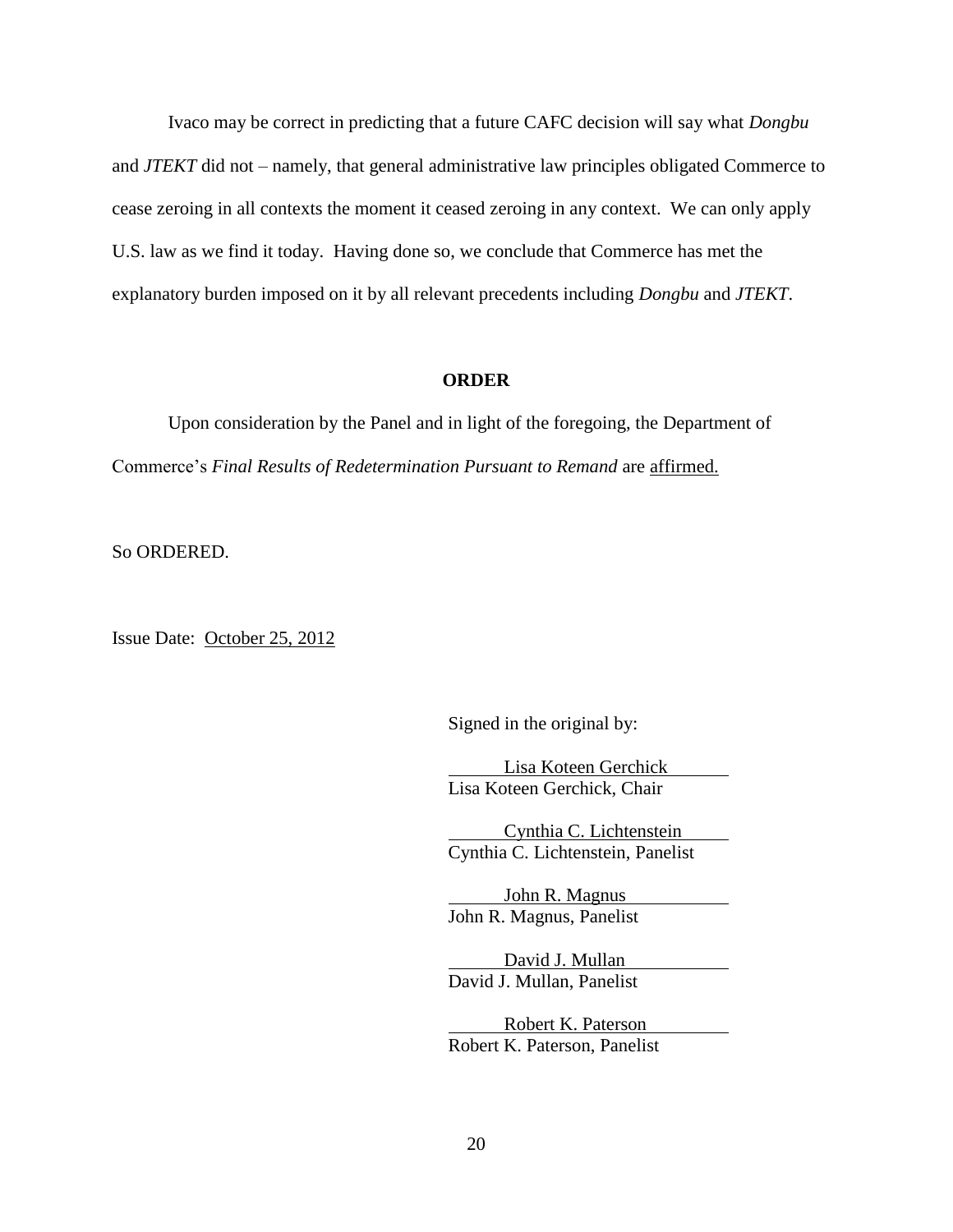Ivaco may be correct in predicting that a future CAFC decision will say what *Dongbu* and *JTEKT* did not – namely, that general administrative law principles obligated Commerce to cease zeroing in all contexts the moment it ceased zeroing in any context. We can only apply U.S. law as we find it today. Having done so, we conclude that Commerce has met the explanatory burden imposed on it by all relevant precedents including *Dongbu* and *JTEKT*.

## ORDER

Upon consideration by the Panel and in light of the foregoing, the Department of Commerce's *Final Results of Redetermination Pursuant to Remand* are affirmed.

So ORDERED.

Issue Date: October 25, 2012

Signed in the original by:

Lisa Koteen Gerchick
Lisa Koteen Gerchick, Chair

Cynthia C. Lichtenstein
Cynthia C. Lichtenstein, Panelist

John R. Magnus
John R. Magnus, Panelist

David J. Mullan
David J. Mullan, Panelist

Robert K. Paterson
Robert K. Paterson, Panelist